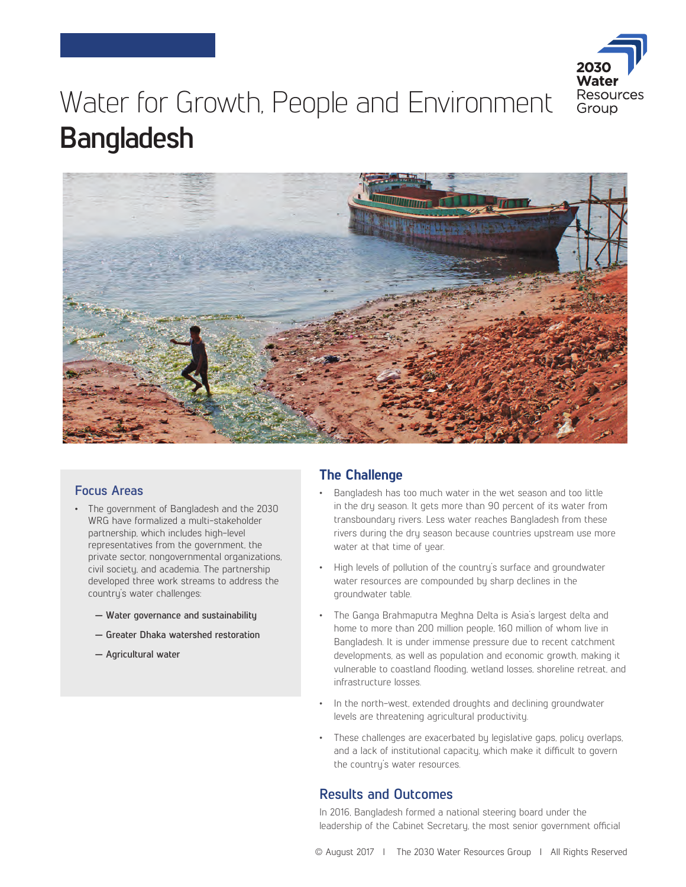# Water for Growth, People and Environment
# Bangladesh

## Focus Areas

- The government of Bangladesh and the 2030 WRG have formalized a multi-stakeholder partnership, which includes high-level representatives from the government, the private sector, nongovernmental organizations, civil society, and academia. The partnership developed three work streams to address the country's water challenges:
  - **Water governance and sustainability**
  - **Greater Dhaka watershed restoration**
  - **Agricultural water**

## The Challenge

- Bangladesh has too much water in the wet season and too little in the dry season. It gets more than 90 percent of its water from transboundary rivers. Less water reaches Bangladesh from these rivers during the dry season because countries upstream use more water at that time of year.
- High levels of pollution of the country's surface and groundwater water resources are compounded by sharp declines in the groundwater table.
- The Ganga Brahmaputra Meghna Delta is Asia's largest delta and home to more than 200 million people, 160 million of whom live in Bangladesh. It is under immense pressure due to recent catchment developments, as well as population and economic growth, making it vulnerable to coastland flooding, wetland losses, shoreline retreat, and infrastructure losses.
- In the north-west, extended droughts and declining groundwater levels are threatening agricultural productivity.
- These challenges are exacerbated by legislative gaps, policy overlaps, and a lack of institutional capacity, which make it difficult to govern the country's water resources.

## Results and Outcomes

In 2016, Bangladesh formed a national steering board under the leadership of the Cabinet Secretary, the most senior government official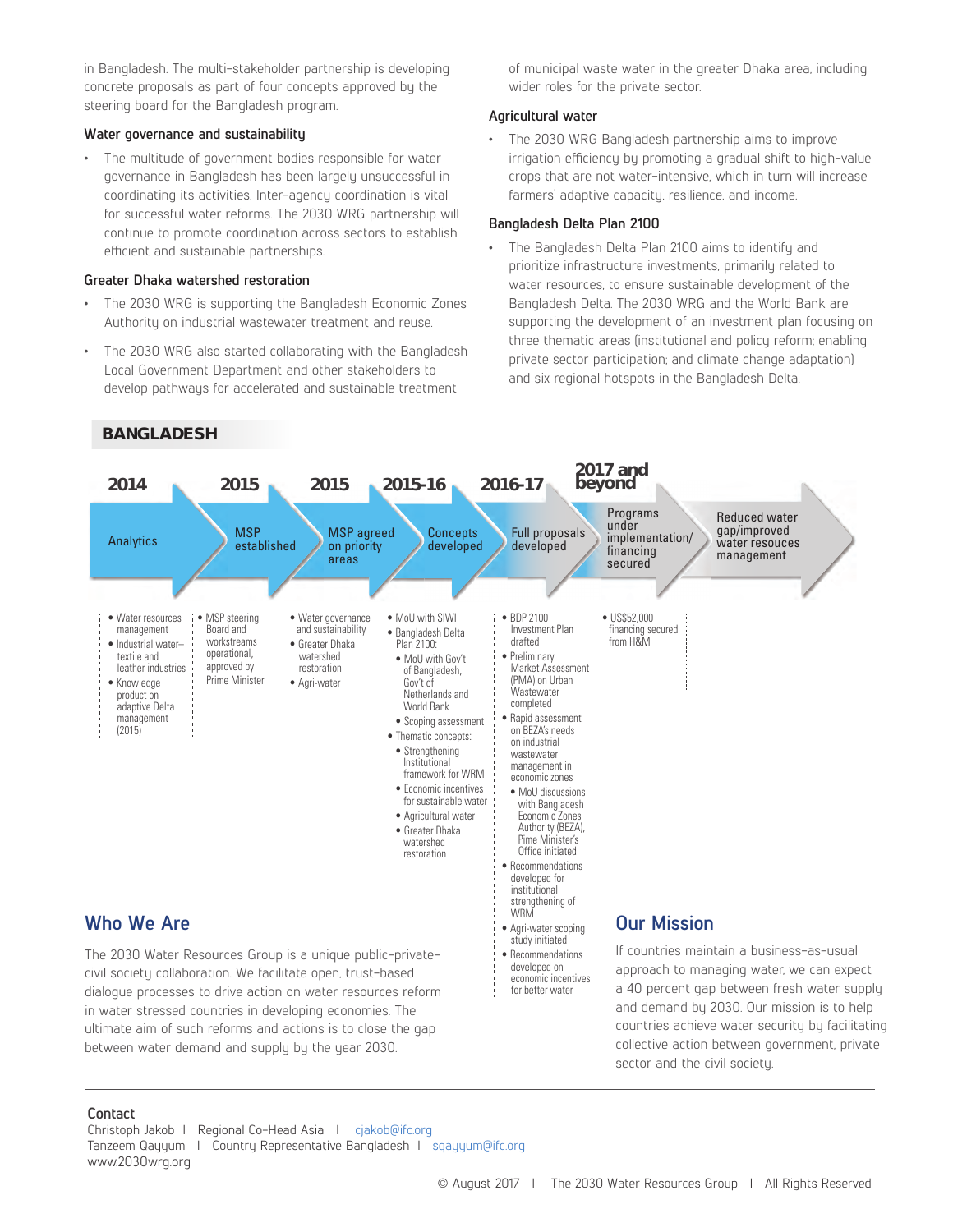in Bangladesh. The multi-stakeholder partnership is developing concrete proposals as part of four concepts approved by the steering board for the Bangladesh program.

### Water governance and sustainability

- The multitude of government bodies responsible for water governance in Bangladesh has been largely unsuccessful in coordinating its activities. Inter-agency coordination is vital for successful water reforms. The 2030 WRG partnership will continue to promote coordination across sectors to establish efficient and sustainable partnerships.

### Greater Dhaka watershed restoration

- The 2030 WRG is supporting the Bangladesh Economic Zones Authority on industrial wastewater treatment and reuse.
- The 2030 WRG also started collaborating with the Bangladesh Local Government Department and other stakeholders to develop pathways for accelerated and sustainable treatment of municipal waste water in the greater Dhaka area, including wider roles for the private sector.

### Agricultural water

- The 2030 WRG Bangladesh partnership aims to improve irrigation efficiency by promoting a gradual shift to high-value crops that are not water-intensive, which in turn will increase farmers' adaptive capacity, resilience, and income.

### Bangladesh Delta Plan 2100

- The Bangladesh Delta Plan 2100 aims to identify and prioritize infrastructure investments, primarily related to water resources, to ensure sustainable development of the Bangladesh Delta. The 2030 WRG and the World Bank are supporting the development of an investment plan focusing on three thematic areas (institutional and policy reform; enabling private sector participation; and climate change adaptation) and six regional hotspots in the Bangladesh Delta.

## BANGLADESH

2014 — Analytics
- Water resources management
- Industrial water–textile and leather industries
- Knowledge product on adaptive Delta management (2015)

2015 — MSP established
- MSP steering Board and workstreams operational, approved by Prime Minister

2015 — MSP agreed on priority areas
- Water governance and sustainability
- Greater Dhaka watershed restoration
- Agri-water

2015-16 — Concepts developed
- MoU with SIWI
- Bangladesh Delta Plan 2100:
  - MoU with Gov't of Bangladesh, Gov't of Netherlands and World Bank
  - Scoping assessment
- Thematic concepts:
  - Strengthening Institutional framework for WRM
  - Economic incentives for sustainable water
  - Agricultural water
  - Greater Dhaka watershed restoration

2016-17 — Full proposals developed
- BDP 2100 Investment Plan drafted
- Preliminary Market Assessment (PMA) on Urban Wastewater completed
- Rapid assessment on BEZA's needs on industrial wastewater management in economic zones
  - MoU discussions with Bangladesh Economic Zones Authority (BEZA), Pime Minister's Office initiated
- Recommendations developed for institutional strengthening of WRM
- Agri-water scoping study initiated
- Recommendations developed on economic incentives for better water

2017 and beyond — Programs under implementation/ financing secured
- US$52,000 financing secured from H&M

Reduced water gap/improved water resouces management

## Who We Are

The 2030 Water Resources Group is a unique public-private-civil society collaboration. We facilitate open, trust-based dialogue processes to drive action on water resources reform in water stressed countries in developing economies. The ultimate aim of such reforms and actions is to close the gap between water demand and supply by the year 2030.

## Our Mission

If countries maintain a business-as-usual approach to managing water, we can expect a 40 percent gap between fresh water supply and demand by 2030. Our mission is to help countries achieve water security by facilitating collective action between government, private sector and the civil society.

### Contact

Christoph Jakob | Regional Co-Head Asia | cjakob@ifc.org
Tanzeem Qayyum | Country Representative Bangladesh | sqayyum@ifc.org
www.2030wrg.org

© August 2017 | The 2030 Water Resources Group | All Rights Reserved